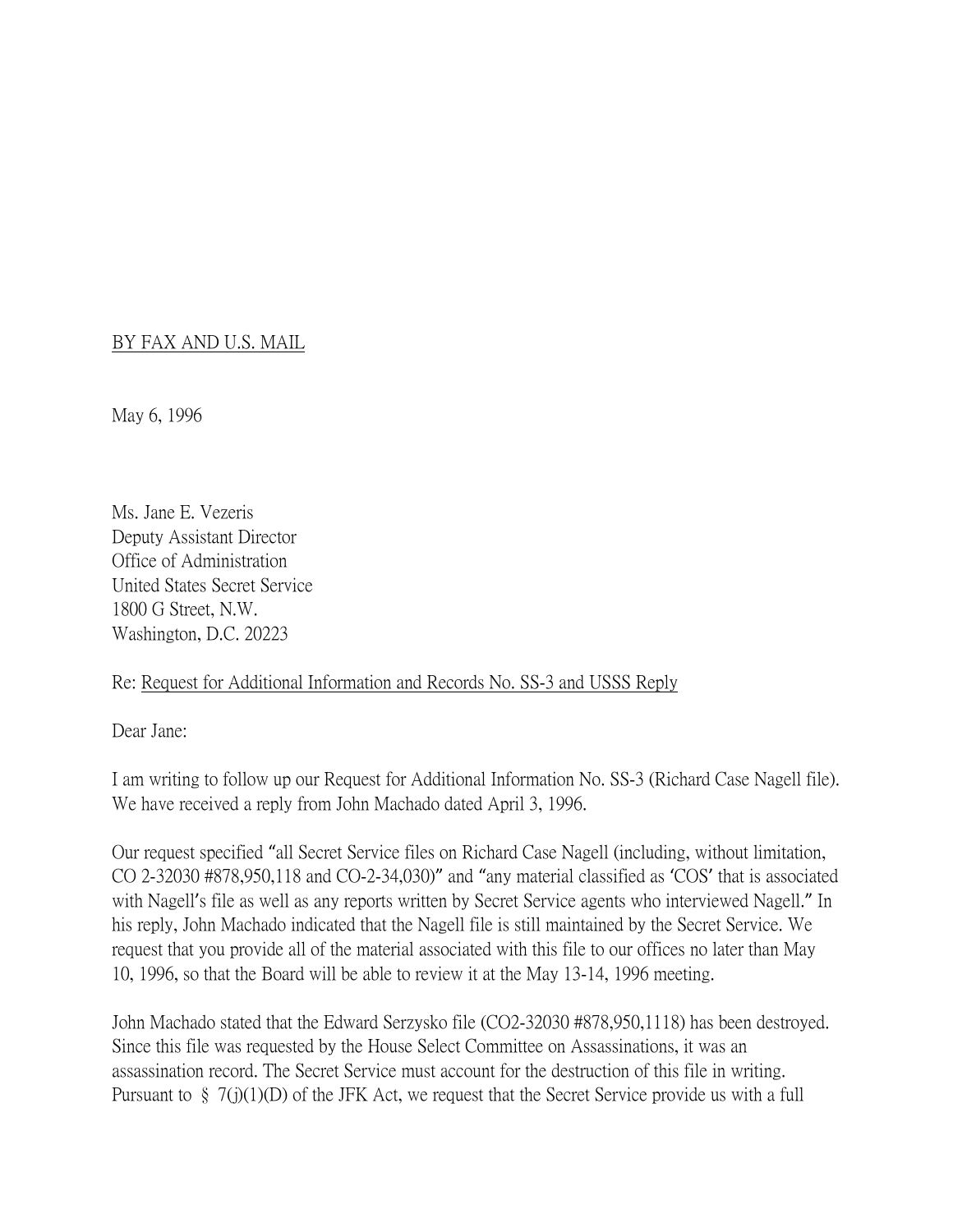BY FAX AND U.S. MAIL

May 6, 1996

Ms. Jane E. Vezeris
Deputy Assistant Director
Office of Administration
United States Secret Service
1800 G Street, N.W.
Washington, D.C. 20223

Re: Request for Additional Information and Records No. SS-3 and USSS Reply

Dear Jane:

I am writing to follow up our Request for Additional Information No. SS-3 (Richard Case Nagell file). We have received a reply from John Machado dated April 3, 1996.

Our request specified "all Secret Service files on Richard Case Nagell (including, without limitation, CO 2-32030 #878,950,118 and CO-2-34,030)" and "any material classified as 'COS' that is associated with Nagell's file as well as any reports written by Secret Service agents who interviewed Nagell." In his reply, John Machado indicated that the Nagell file is still maintained by the Secret Service. We request that you provide all of the material associated with this file to our offices no later than May 10, 1996, so that the Board will be able to review it at the May 13-14, 1996 meeting.

John Machado stated that the Edward Serzysko file (CO2-32030 #878,950,1118) has been destroyed. Since this file was requested by the House Select Committee on Assassinations, it was an assassination record. The Secret Service must account for the destruction of this file in writing. Pursuant to § 7(j)(1)(D) of the JFK Act, we request that the Secret Service provide us with a full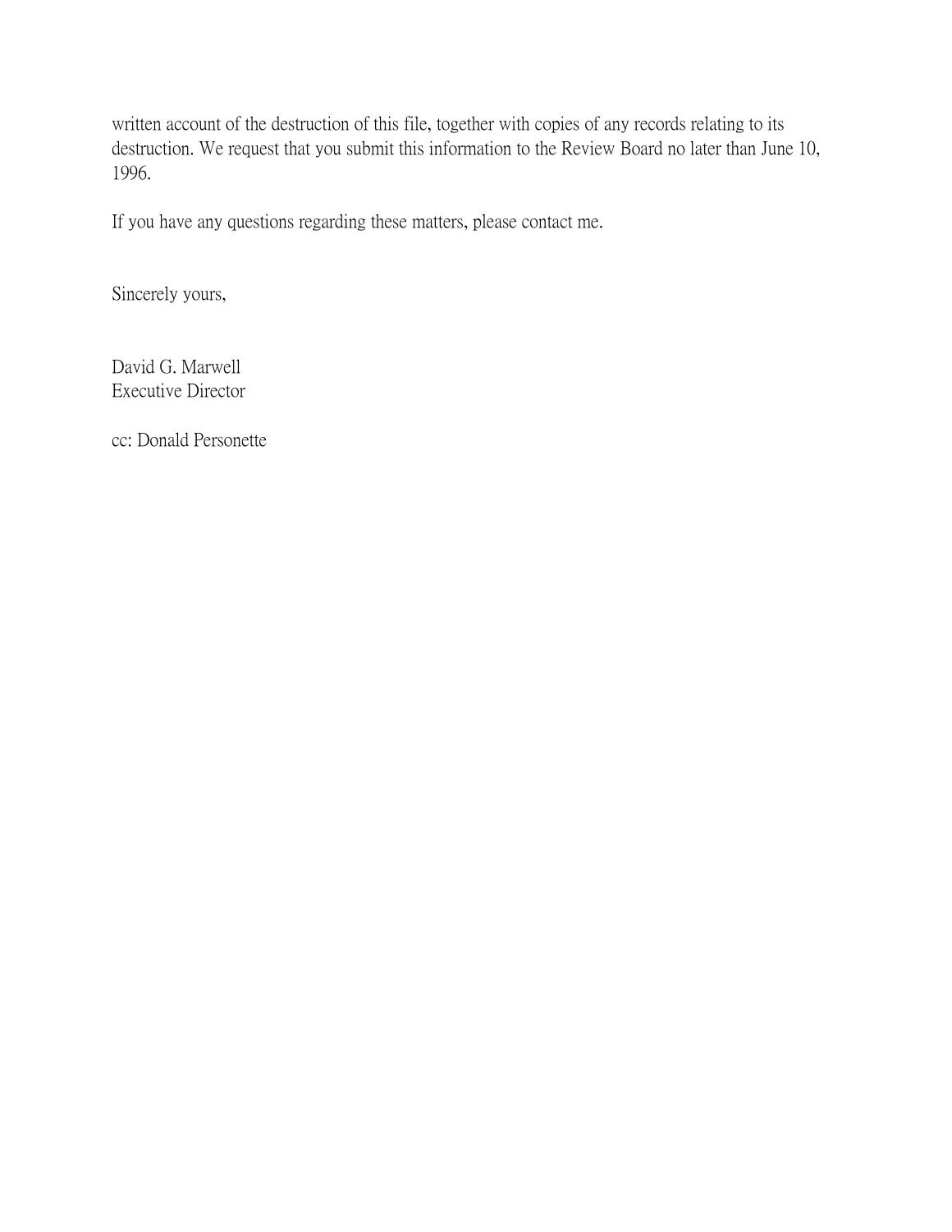written account of the destruction of this file, together with copies of any records relating to its destruction. We request that you submit this information to the Review Board no later than June 10, 1996.

If you have any questions regarding these matters, please contact me.

Sincerely yours,

David G. Marwell
Executive Director

cc: Donald Personette